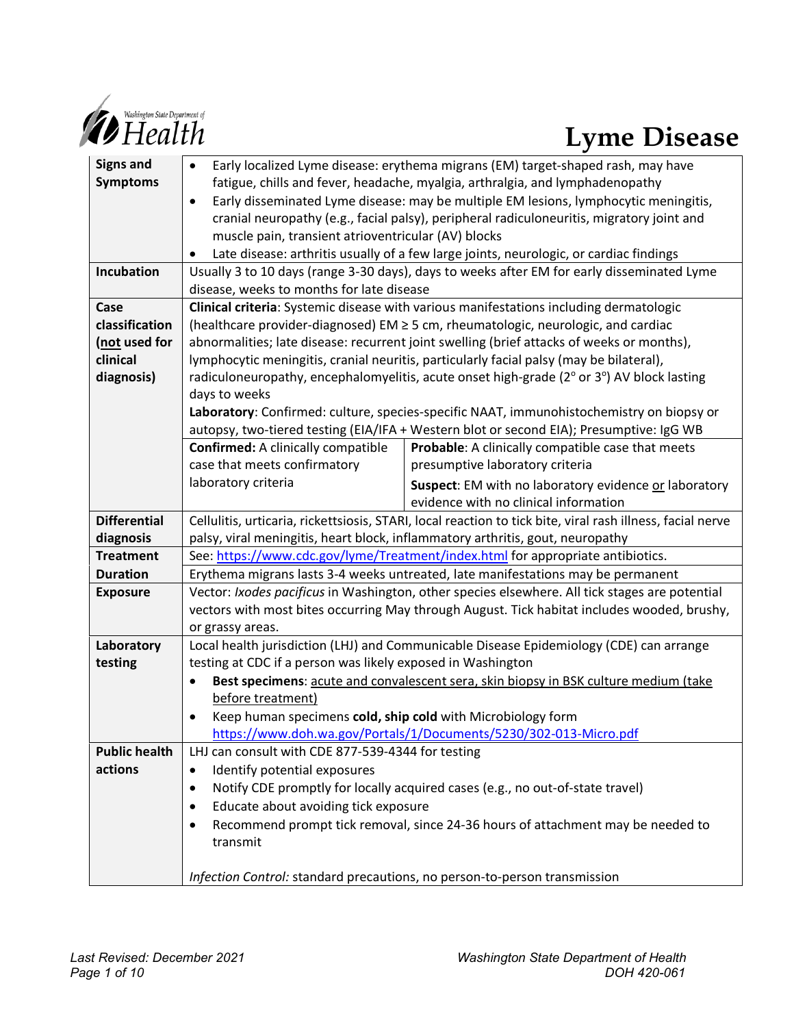# Lyme Disease

Washington State Department of Health

| | | |
|---|---|---|
| **Signs and Symptoms** | • Early localized Lyme disease: erythema migrans (EM) target-shaped rash, may have fatigue, chills and fever, headache, myalgia, arthralgia, and lymphadenopathy<br>• Early disseminated Lyme disease: may be multiple EM lesions, lymphocytic meningitis, cranial neuropathy (e.g., facial palsy), peripheral radiculoneuritis, migratory joint and muscle pain, transient atrioventricular (AV) blocks<br>• Late disease: arthritis usually of a few large joints, neurologic, or cardiac findings | |
| **Incubation** | Usually 3 to 10 days (range 3-30 days), days to weeks after EM for early disseminated Lyme disease, weeks to months for late disease | |
| **Case classification (not used for clinical diagnosis)** | **Clinical criteria**: Systemic disease with various manifestations including dermatologic (healthcare provider-diagnosed) EM ≥ 5 cm, rheumatologic, neurologic, and cardiac abnormalities; late disease: recurrent joint swelling (brief attacks of weeks or months), lymphocytic meningitis, cranial neuritis, particularly facial palsy (may be bilateral), radiculoneuropathy, encephalomyelitis, acute onset high-grade (2° or 3°) AV block lasting days to weeks<br>**Laboratory**: Confirmed: culture, species-specific NAAT, immunohistochemistry on biopsy or autopsy, two-tiered testing (EIA/IFA + Western blot or second EIA); Presumptive: IgG WB | |
| | **Confirmed:** A clinically compatible case that meets confirmatory laboratory criteria | **Probable**: A clinically compatible case that meets presumptive laboratory criteria<br>**Suspect**: EM with no laboratory evidence or laboratory evidence with no clinical information |
| **Differential diagnosis** | Cellulitis, urticaria, rickettsiosis, STARI, local reaction to tick bite, viral rash illness, facial nerve palsy, viral meningitis, heart block, inflammatory arthritis, gout, neuropathy | |
| **Treatment** | See: https://www.cdc.gov/lyme/Treatment/index.html for appropriate antibiotics. | |
| **Duration** | Erythema migrans lasts 3-4 weeks untreated, late manifestations may be permanent | |
| **Exposure** | Vector: *Ixodes pacificus* in Washington, other species elsewhere. All tick stages are potential vectors with most bites occurring May through August. Tick habitat includes wooded, brushy, or grassy areas. | |
| **Laboratory testing** | Local health jurisdiction (LHJ) and Communicable Disease Epidemiology (CDE) can arrange testing at CDC if a person was likely exposed in Washington<br>• **Best specimens**: acute and convalescent sera, skin biopsy in BSK culture medium (take before treatment)<br>• Keep human specimens **cold, ship cold** with Microbiology form https://www.doh.wa.gov/Portals/1/Documents/5230/302-013-Micro.pdf | |
| **Public health actions** | LHJ can consult with CDE 877-539-4344 for testing<br>• Identify potential exposures<br>• Notify CDE promptly for locally acquired cases (e.g., no out-of-state travel)<br>• Educate about avoiding tick exposure<br>• Recommend prompt tick removal, since 24-36 hours of attachment may be needed to transmit<br><br>*Infection Control:* standard precautions, no person-to-person transmission | |

*Last Revised: December 2021*

Washington State Department of Health
DOH 420-061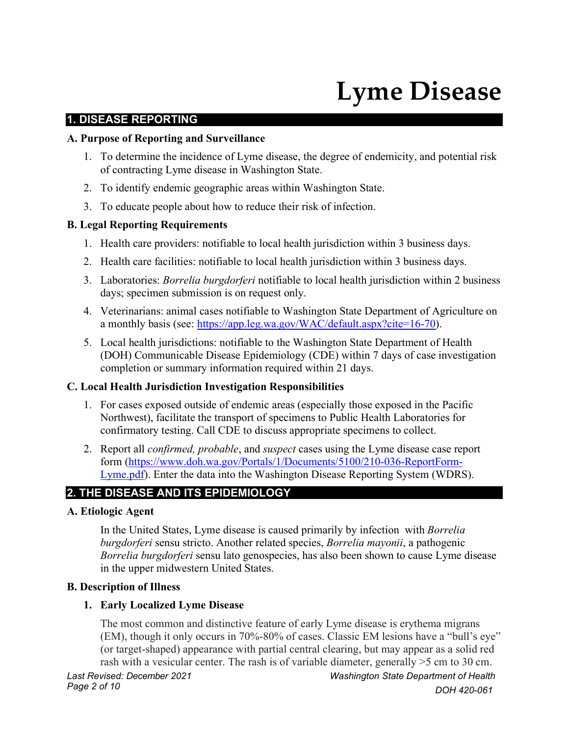# Lyme Disease

## 1. DISEASE REPORTING

### A. Purpose of Reporting and Surveillance

1. To determine the incidence of Lyme disease, the degree of endemicity, and potential risk of contracting Lyme disease in Washington State.
2. To identify endemic geographic areas within Washington State.
3. To educate people about how to reduce their risk of infection.

### B. Legal Reporting Requirements

1. Health care providers: notifiable to local health jurisdiction within 3 business days.
2. Health care facilities: notifiable to local health jurisdiction within 3 business days.
3. Laboratories: *Borrelia burgdorferi* notifiable to local health jurisdiction within 2 business days; specimen submission is on request only.
4. Veterinarians: animal cases notifiable to Washington State Department of Agriculture on a monthly basis (see: [https://app.leg.wa.gov/WAC/default.aspx?cite=16-70](https://app.leg.wa.gov/WAC/default.aspx?cite=16-70)).
5. Local health jurisdictions: notifiable to the Washington State Department of Health (DOH) Communicable Disease Epidemiology (CDE) within 7 days of case investigation completion or summary information required within 21 days.

### C. Local Health Jurisdiction Investigation Responsibilities

1. For cases exposed outside of endemic areas (especially those exposed in the Pacific Northwest), facilitate the transport of specimens to Public Health Laboratories for confirmatory testing. Call CDE to discuss appropriate specimens to collect.
2. Report all *confirmed, probable*, and *suspect* cases using the Lyme disease case report form ([https://www.doh.wa.gov/Portals/1/Documents/5100/210-036-ReportForm-Lyme.pdf](https://www.doh.wa.gov/Portals/1/Documents/5100/210-036-ReportForm-Lyme.pdf)). Enter the data into the Washington Disease Reporting System (WDRS).

## 2. THE DISEASE AND ITS EPIDEMIOLOGY

### A. Etiologic Agent

In the United States, Lyme disease is caused primarily by infection with *Borrelia burgdorferi* sensu stricto. Another related species, *Borrelia mayonii*, a pathogenic *Borrelia burgdorferi* sensu lato genospecies, has also been shown to cause Lyme disease in the upper midwestern United States.

### B. Description of Illness

#### 1. Early Localized Lyme Disease

The most common and distinctive feature of early Lyme disease is erythema migrans (EM), though it only occurs in 70%-80% of cases. Classic EM lesions have a "bull's eye" (or target-shaped) appearance with partial central clearing, but may appear as a solid red rash with a vesicular center. The rash is of variable diameter, generally >5 cm to 30 cm.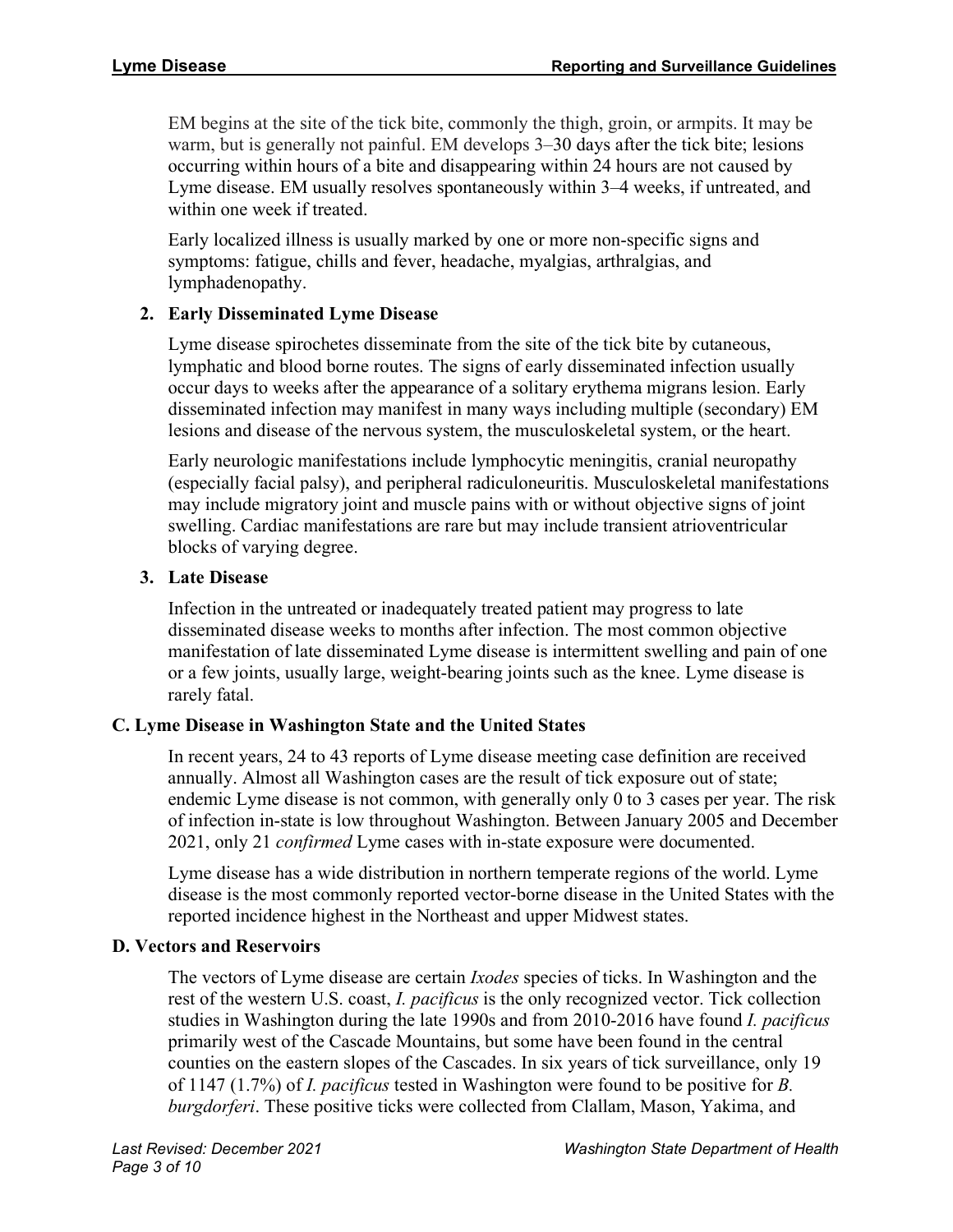EM begins at the site of the tick bite, commonly the thigh, groin, or armpits. It may be warm, but is generally not painful. EM develops 3–30 days after the tick bite; lesions occurring within hours of a bite and disappearing within 24 hours are not caused by Lyme disease. EM usually resolves spontaneously within 3–4 weeks, if untreated, and within one week if treated.

Early localized illness is usually marked by one or more non-specific signs and symptoms: fatigue, chills and fever, headache, myalgias, arthralgias, and lymphadenopathy.

### 2. Early Disseminated Lyme Disease

Lyme disease spirochetes disseminate from the site of the tick bite by cutaneous, lymphatic and blood borne routes. The signs of early disseminated infection usually occur days to weeks after the appearance of a solitary erythema migrans lesion. Early disseminated infection may manifest in many ways including multiple (secondary) EM lesions and disease of the nervous system, the musculoskeletal system, or the heart.

Early neurologic manifestations include lymphocytic meningitis, cranial neuropathy (especially facial palsy), and peripheral radiculoneuritis. Musculoskeletal manifestations may include migratory joint and muscle pains with or without objective signs of joint swelling. Cardiac manifestations are rare but may include transient atrioventricular blocks of varying degree.

### 3. Late Disease

Infection in the untreated or inadequately treated patient may progress to late disseminated disease weeks to months after infection. The most common objective manifestation of late disseminated Lyme disease is intermittent swelling and pain of one or a few joints, usually large, weight-bearing joints such as the knee. Lyme disease is rarely fatal.

## C. Lyme Disease in Washington State and the United States

In recent years, 24 to 43 reports of Lyme disease meeting case definition are received annually. Almost all Washington cases are the result of tick exposure out of state; endemic Lyme disease is not common, with generally only 0 to 3 cases per year. The risk of infection in-state is low throughout Washington. Between January 2005 and December 2021, only 21 *confirmed* Lyme cases with in-state exposure were documented.

Lyme disease has a wide distribution in northern temperate regions of the world. Lyme disease is the most commonly reported vector-borne disease in the United States with the reported incidence highest in the Northeast and upper Midwest states.

## D. Vectors and Reservoirs

The vectors of Lyme disease are certain *Ixodes* species of ticks. In Washington and the rest of the western U.S. coast, *I. pacificus* is the only recognized vector. Tick collection studies in Washington during the late 1990s and from 2010-2016 have found *I. pacificus* primarily west of the Cascade Mountains, but some have been found in the central counties on the eastern slopes of the Cascades. In six years of tick surveillance, only 19 of 1147 (1.7%) of *I. pacificus* tested in Washington were found to be positive for *B. burgdorferi*. These positive ticks were collected from Clallam, Mason, Yakima, and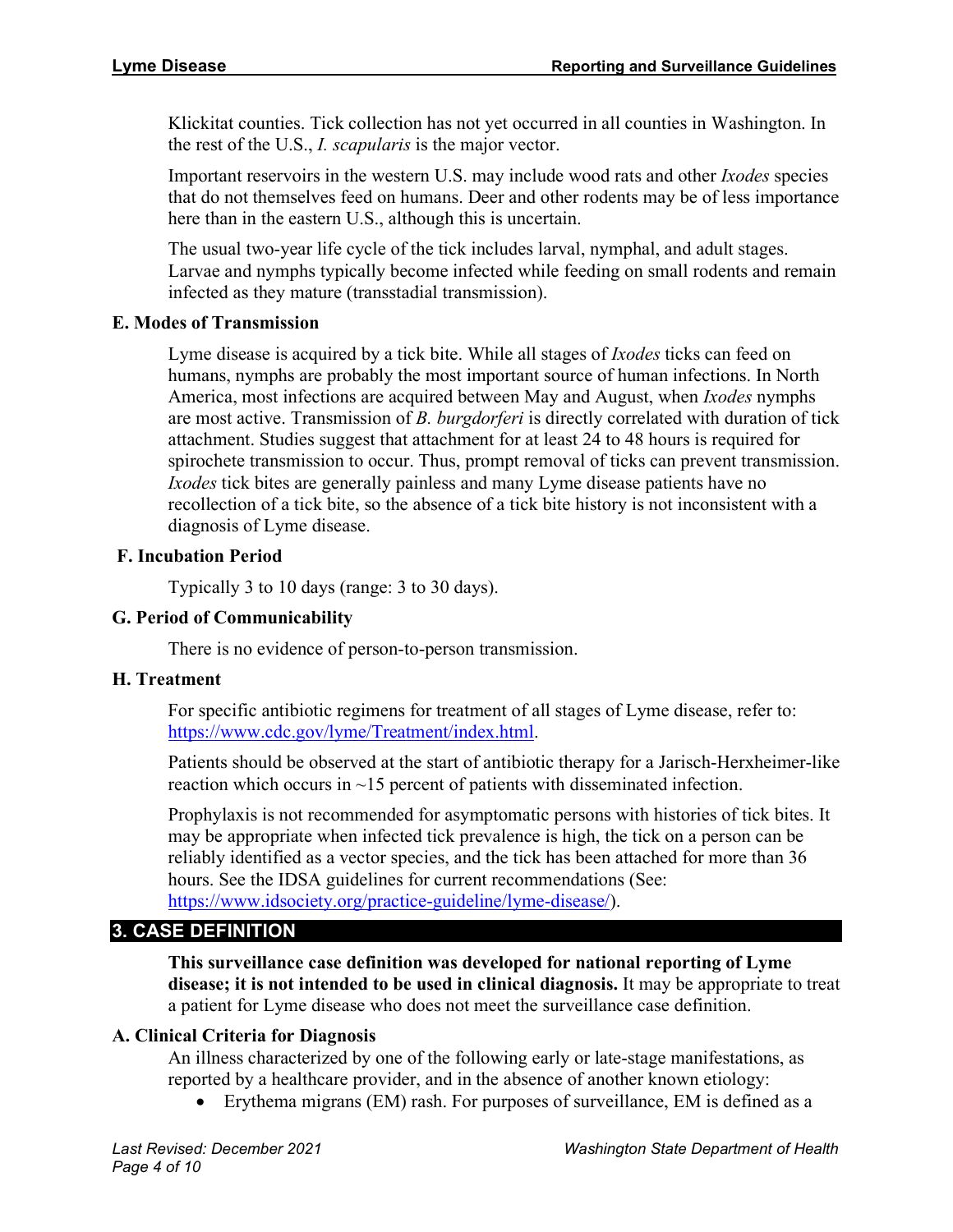Klickitat counties. Tick collection has not yet occurred in all counties in Washington. In the rest of the U.S., *I. scapularis* is the major vector.

Important reservoirs in the western U.S. may include wood rats and other *Ixodes* species that do not themselves feed on humans. Deer and other rodents may be of less importance here than in the eastern U.S., although this is uncertain.

The usual two-year life cycle of the tick includes larval, nymphal, and adult stages. Larvae and nymphs typically become infected while feeding on small rodents and remain infected as they mature (transstadial transmission).

### E. Modes of Transmission

Lyme disease is acquired by a tick bite. While all stages of *Ixodes* ticks can feed on humans, nymphs are probably the most important source of human infections. In North America, most infections are acquired between May and August, when *Ixodes* nymphs are most active. Transmission of *B. burgdorferi* is directly correlated with duration of tick attachment. Studies suggest that attachment for at least 24 to 48 hours is required for spirochete transmission to occur. Thus, prompt removal of ticks can prevent transmission. *Ixodes* tick bites are generally painless and many Lyme disease patients have no recollection of a tick bite, so the absence of a tick bite history is not inconsistent with a diagnosis of Lyme disease.

### F. Incubation Period

Typically 3 to 10 days (range: 3 to 30 days).

### G. Period of Communicability

There is no evidence of person-to-person transmission.

### H. Treatment

For specific antibiotic regimens for treatment of all stages of Lyme disease, refer to: https://www.cdc.gov/lyme/Treatment/index.html.

Patients should be observed at the start of antibiotic therapy for a Jarisch-Herxheimer-like reaction which occurs in ~15 percent of patients with disseminated infection.

Prophylaxis is not recommended for asymptomatic persons with histories of tick bites. It may be appropriate when infected tick prevalence is high, the tick on a person can be reliably identified as a vector species, and the tick has been attached for more than 36 hours. See the IDSA guidelines for current recommendations (See: https://www.idsociety.org/practice-guideline/lyme-disease/).

## 3. CASE DEFINITION

**This surveillance case definition was developed for national reporting of Lyme disease; it is not intended to be used in clinical diagnosis.** It may be appropriate to treat a patient for Lyme disease who does not meet the surveillance case definition.

### A. Clinical Criteria for Diagnosis

An illness characterized by one of the following early or late-stage manifestations, as reported by a healthcare provider, and in the absence of another known etiology:

- Erythema migrans (EM) rash. For purposes of surveillance, EM is defined as a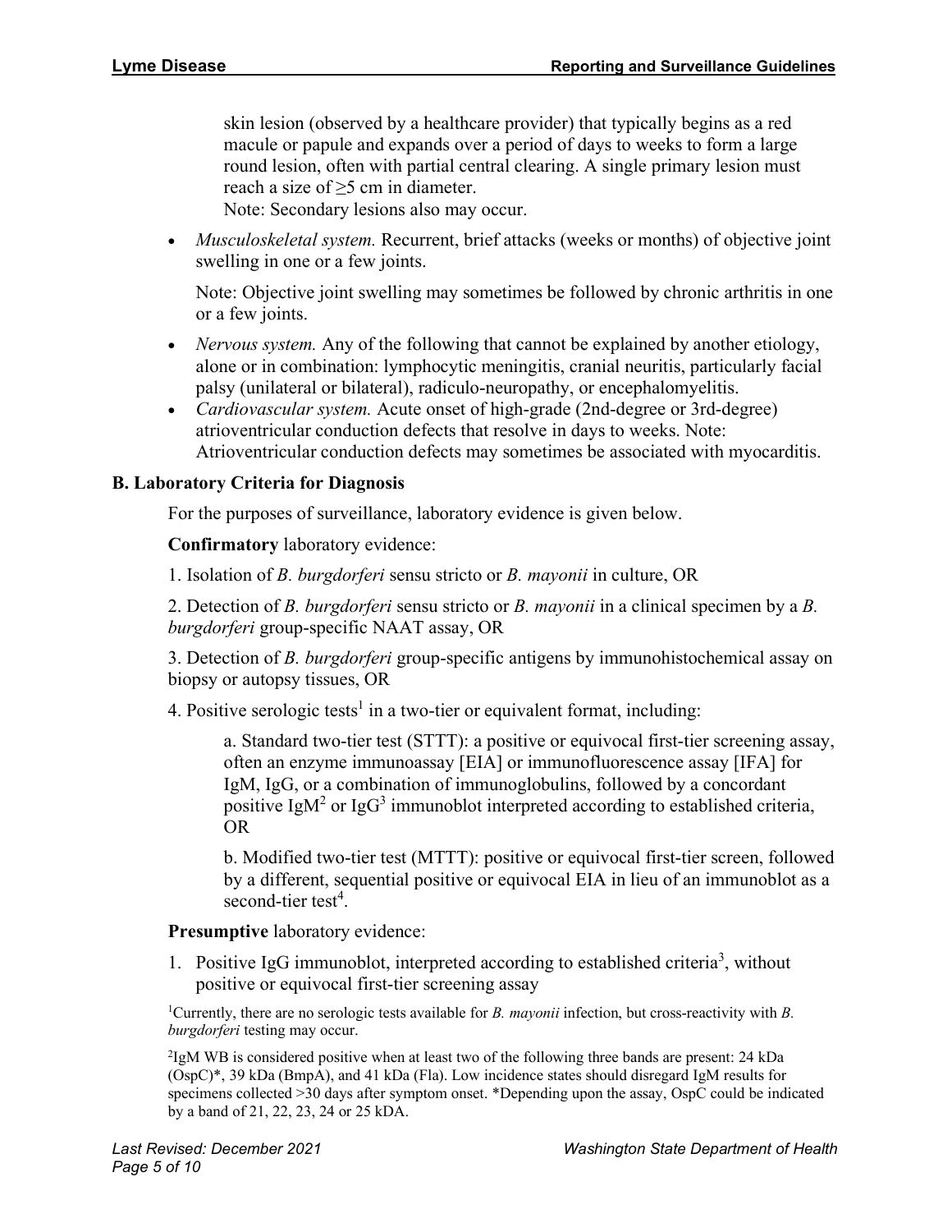skin lesion (observed by a healthcare provider) that typically begins as a red macule or papule and expands over a period of days to weeks to form a large round lesion, often with partial central clearing. A single primary lesion must reach a size of ≥5 cm in diameter.
Note: Secondary lesions also may occur.

- *Musculoskeletal system.* Recurrent, brief attacks (weeks or months) of objective joint swelling in one or a few joints.

  Note: Objective joint swelling may sometimes be followed by chronic arthritis in one or a few joints.

- *Nervous system.* Any of the following that cannot be explained by another etiology, alone or in combination: lymphocytic meningitis, cranial neuritis, particularly facial palsy (unilateral or bilateral), radiculo-neuropathy, or encephalomyelitis.
- *Cardiovascular system.* Acute onset of high-grade (2nd-degree or 3rd-degree) atrioventricular conduction defects that resolve in days to weeks. Note: Atrioventricular conduction defects may sometimes be associated with myocarditis.

**B. Laboratory Criteria for Diagnosis**

For the purposes of surveillance, laboratory evidence is given below.

**Confirmatory** laboratory evidence:

1. Isolation of *B. burgdorferi* sensu stricto or *B. mayonii* in culture, OR

2. Detection of *B. burgdorferi* sensu stricto or *B. mayonii* in a clinical specimen by a *B. burgdorferi* group-specific NAAT assay, OR

3. Detection of *B. burgdorferi* group-specific antigens by immunohistochemical assay on biopsy or autopsy tissues, OR

4. Positive serologic tests[1] in a two-tier or equivalent format, including:

   a. Standard two-tier test (STTT): a positive or equivocal first-tier screening assay, often an enzyme immunoassay [EIA] or immunofluorescence assay [IFA] for IgM, IgG, or a combination of immunoglobulins, followed by a concordant positive IgM[2] or IgG[3] immunoblot interpreted according to established criteria, OR

   b. Modified two-tier test (MTTT): positive or equivocal first-tier screen, followed by a different, sequential positive or equivocal EIA in lieu of an immunoblot as a second-tier test[4].

**Presumptive** laboratory evidence:

1. Positive IgG immunoblot, interpreted according to established criteria[3], without positive or equivocal first-tier screening assay

[1]Currently, there are no serologic tests available for *B. mayonii* infection, but cross-reactivity with *B. burgdorferi* testing may occur.

[2]IgM WB is considered positive when at least two of the following three bands are present: 24 kDa (OspC)*, 39 kDa (BmpA), and 41 kDa (Fla). Low incidence states should disregard IgM results for specimens collected >30 days after symptom onset. *Depending upon the assay, OspC could be indicated by a band of 21, 22, 23, 24 or 25 kDA.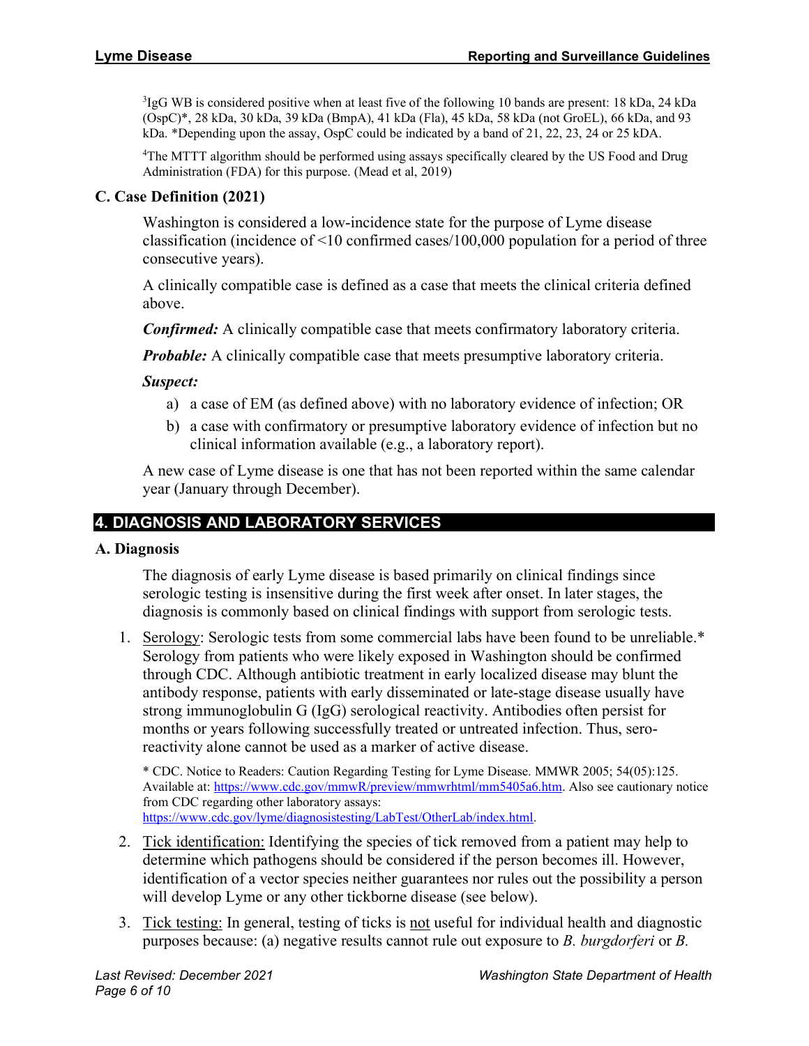[3]IgG WB is considered positive when at least five of the following 10 bands are present: 18 kDa, 24 kDa (OspC)*, 28 kDa, 30 kDa, 39 kDa (BmpA), 41 kDa (Fla), 45 kDa, 58 kDa (not GroEL), 66 kDa, and 93 kDa. *Depending upon the assay, OspC could be indicated by a band of 21, 22, 23, 24 or 25 kDA.

[4]The MTTT algorithm should be performed using assays specifically cleared by the US Food and Drug Administration (FDA) for this purpose. (Mead et al, 2019)

### C. Case Definition (2021)

Washington is considered a low-incidence state for the purpose of Lyme disease classification (incidence of <10 confirmed cases/100,000 population for a period of three consecutive years).

A clinically compatible case is defined as a case that meets the clinical criteria defined above.

***Confirmed:*** A clinically compatible case that meets confirmatory laboratory criteria.

***Probable:*** A clinically compatible case that meets presumptive laboratory criteria.

***Suspect:***

a) a case of EM (as defined above) with no laboratory evidence of infection; OR
b) a case with confirmatory or presumptive laboratory evidence of infection but no clinical information available (e.g., a laboratory report).

A new case of Lyme disease is one that has not been reported within the same calendar year (January through December).

## 4. DIAGNOSIS AND LABORATORY SERVICES

### A. Diagnosis

The diagnosis of early Lyme disease is based primarily on clinical findings since serologic testing is insensitive during the first week after onset. In later stages, the diagnosis is commonly based on clinical findings with support from serologic tests.

1. Serology: Serologic tests from some commercial labs have been found to be unreliable.* Serology from patients who were likely exposed in Washington should be confirmed through CDC. Although antibiotic treatment in early localized disease may blunt the antibody response, patients with early disseminated or late-stage disease usually have strong immunoglobulin G (IgG) serological reactivity. Antibodies often persist for months or years following successfully treated or untreated infection. Thus, sero-reactivity alone cannot be used as a marker of active disease.

   \* CDC. Notice to Readers: Caution Regarding Testing for Lyme Disease. MMWR 2005; 54(05):125. Available at: https://www.cdc.gov/mmwR/preview/mmwrhtml/mm5405a6.htm. Also see cautionary notice from CDC regarding other laboratory assays: https://www.cdc.gov/lyme/diagnosistesting/LabTest/OtherLab/index.html.

2. Tick identification: Identifying the species of tick removed from a patient may help to determine which pathogens should be considered if the person becomes ill. However, identification of a vector species neither guarantees nor rules out the possibility a person will develop Lyme or any other tickborne disease (see below).

3. Tick testing: In general, testing of ticks is not useful for individual health and diagnostic purposes because: (a) negative results cannot rule out exposure to *B. burgdorferi* or *B.*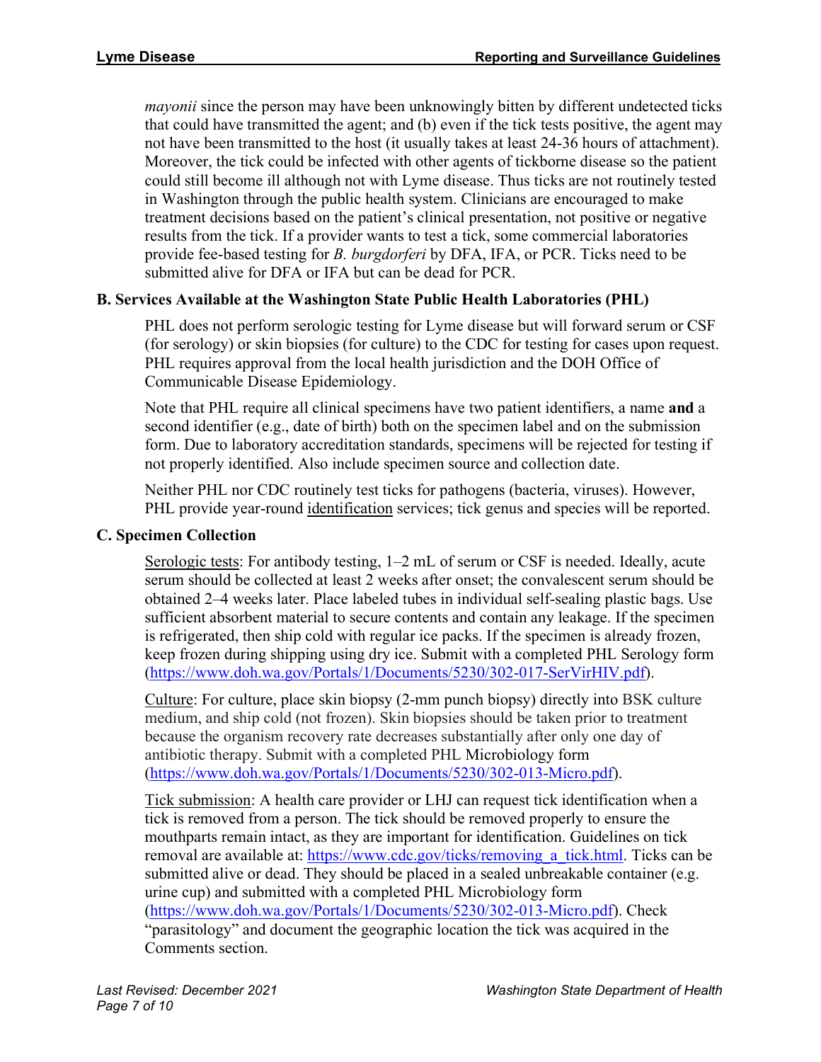*mayonii* since the person may have been unknowingly bitten by different undetected ticks that could have transmitted the agent; and (b) even if the tick tests positive, the agent may not have been transmitted to the host (it usually takes at least 24-36 hours of attachment). Moreover, the tick could be infected with other agents of tickborne disease so the patient could still become ill although not with Lyme disease. Thus ticks are not routinely tested in Washington through the public health system. Clinicians are encouraged to make treatment decisions based on the patient's clinical presentation, not positive or negative results from the tick. If a provider wants to test a tick, some commercial laboratories provide fee-based testing for *B. burgdorferi* by DFA, IFA, or PCR. Ticks need to be submitted alive for DFA or IFA but can be dead for PCR.

### B. Services Available at the Washington State Public Health Laboratories (PHL)

PHL does not perform serologic testing for Lyme disease but will forward serum or CSF (for serology) or skin biopsies (for culture) to the CDC for testing for cases upon request. PHL requires approval from the local health jurisdiction and the DOH Office of Communicable Disease Epidemiology.

Note that PHL require all clinical specimens have two patient identifiers, a name **and** a second identifier (e.g., date of birth) both on the specimen label and on the submission form. Due to laboratory accreditation standards, specimens will be rejected for testing if not properly identified. Also include specimen source and collection date.

Neither PHL nor CDC routinely test ticks for pathogens (bacteria, viruses). However, PHL provide year-round identification services; tick genus and species will be reported.

### C. Specimen Collection

Serologic tests: For antibody testing, 1–2 mL of serum or CSF is needed. Ideally, acute serum should be collected at least 2 weeks after onset; the convalescent serum should be obtained 2–4 weeks later. Place labeled tubes in individual self-sealing plastic bags. Use sufficient absorbent material to secure contents and contain any leakage. If the specimen is refrigerated, then ship cold with regular ice packs. If the specimen is already frozen, keep frozen during shipping using dry ice. Submit with a completed PHL Serology form (https://www.doh.wa.gov/Portals/1/Documents/5230/302-017-SerVirHIV.pdf).

Culture: For culture, place skin biopsy (2-mm punch biopsy) directly into BSK culture medium, and ship cold (not frozen). Skin biopsies should be taken prior to treatment because the organism recovery rate decreases substantially after only one day of antibiotic therapy. Submit with a completed PHL Microbiology form (https://www.doh.wa.gov/Portals/1/Documents/5230/302-013-Micro.pdf).

Tick submission: A health care provider or LHJ can request tick identification when a tick is removed from a person. The tick should be removed properly to ensure the mouthparts remain intact, as they are important for identification. Guidelines on tick removal are available at: https://www.cdc.gov/ticks/removing_a_tick.html. Ticks can be submitted alive or dead. They should be placed in a sealed unbreakable container (e.g. urine cup) and submitted with a completed PHL Microbiology form (https://www.doh.wa.gov/Portals/1/Documents/5230/302-013-Micro.pdf). Check "parasitology" and document the geographic location the tick was acquired in the Comments section.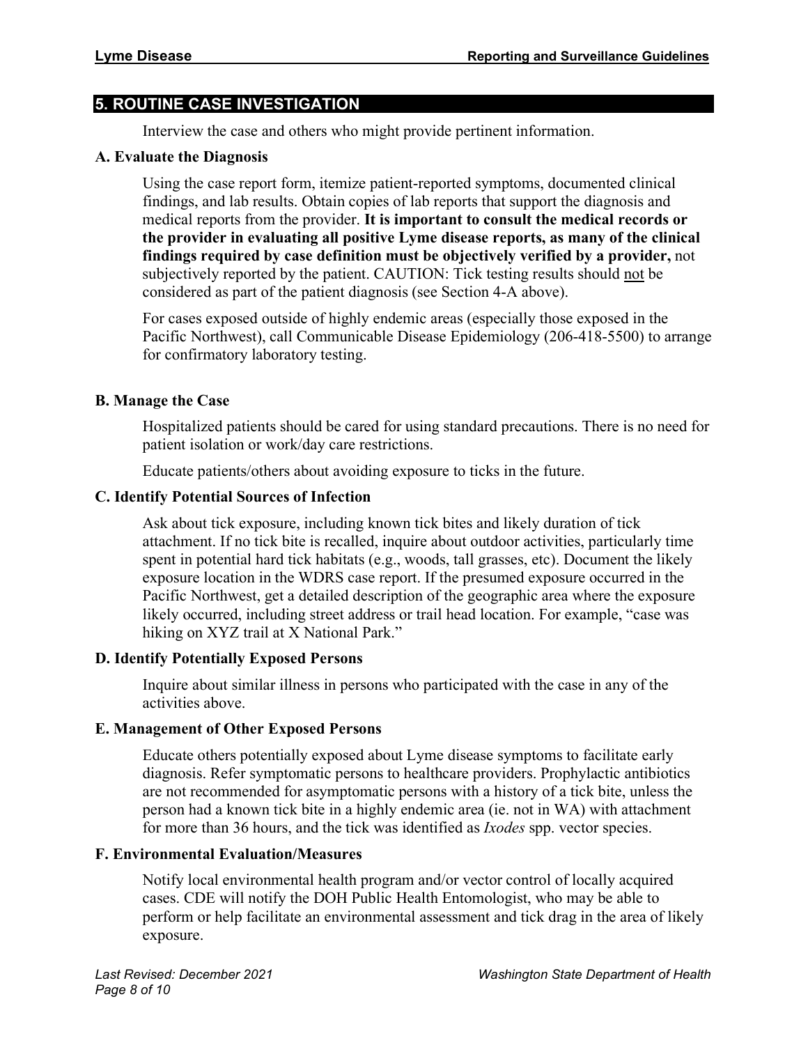## 5. ROUTINE CASE INVESTIGATION

Interview the case and others who might provide pertinent information.

### A. Evaluate the Diagnosis

Using the case report form, itemize patient-reported symptoms, documented clinical findings, and lab results. Obtain copies of lab reports that support the diagnosis and medical reports from the provider. **It is important to consult the medical records or the provider in evaluating all positive Lyme disease reports, as many of the clinical findings required by case definition must be objectively verified by a provider,** not subjectively reported by the patient. CAUTION: Tick testing results should <u>not</u> be considered as part of the patient diagnosis (see Section 4-A above).

For cases exposed outside of highly endemic areas (especially those exposed in the Pacific Northwest), call Communicable Disease Epidemiology (206-418-5500) to arrange for confirmatory laboratory testing.

### B. Manage the Case

Hospitalized patients should be cared for using standard precautions. There is no need for patient isolation or work/day care restrictions.

Educate patients/others about avoiding exposure to ticks in the future.

### C. Identify Potential Sources of Infection

Ask about tick exposure, including known tick bites and likely duration of tick attachment. If no tick bite is recalled, inquire about outdoor activities, particularly time spent in potential hard tick habitats (e.g., woods, tall grasses, etc). Document the likely exposure location in the WDRS case report. If the presumed exposure occurred in the Pacific Northwest, get a detailed description of the geographic area where the exposure likely occurred, including street address or trail head location. For example, "case was hiking on XYZ trail at X National Park."

### D. Identify Potentially Exposed Persons

Inquire about similar illness in persons who participated with the case in any of the activities above.

### E. Management of Other Exposed Persons

Educate others potentially exposed about Lyme disease symptoms to facilitate early diagnosis. Refer symptomatic persons to healthcare providers. Prophylactic antibiotics are not recommended for asymptomatic persons with a history of a tick bite, unless the person had a known tick bite in a highly endemic area (ie. not in WA) with attachment for more than 36 hours, and the tick was identified as *Ixodes* spp. vector species.

### F. Environmental Evaluation/Measures

Notify local environmental health program and/or vector control of locally acquired cases. CDE will notify the DOH Public Health Entomologist, who may be able to perform or help facilitate an environmental assessment and tick drag in the area of likely exposure.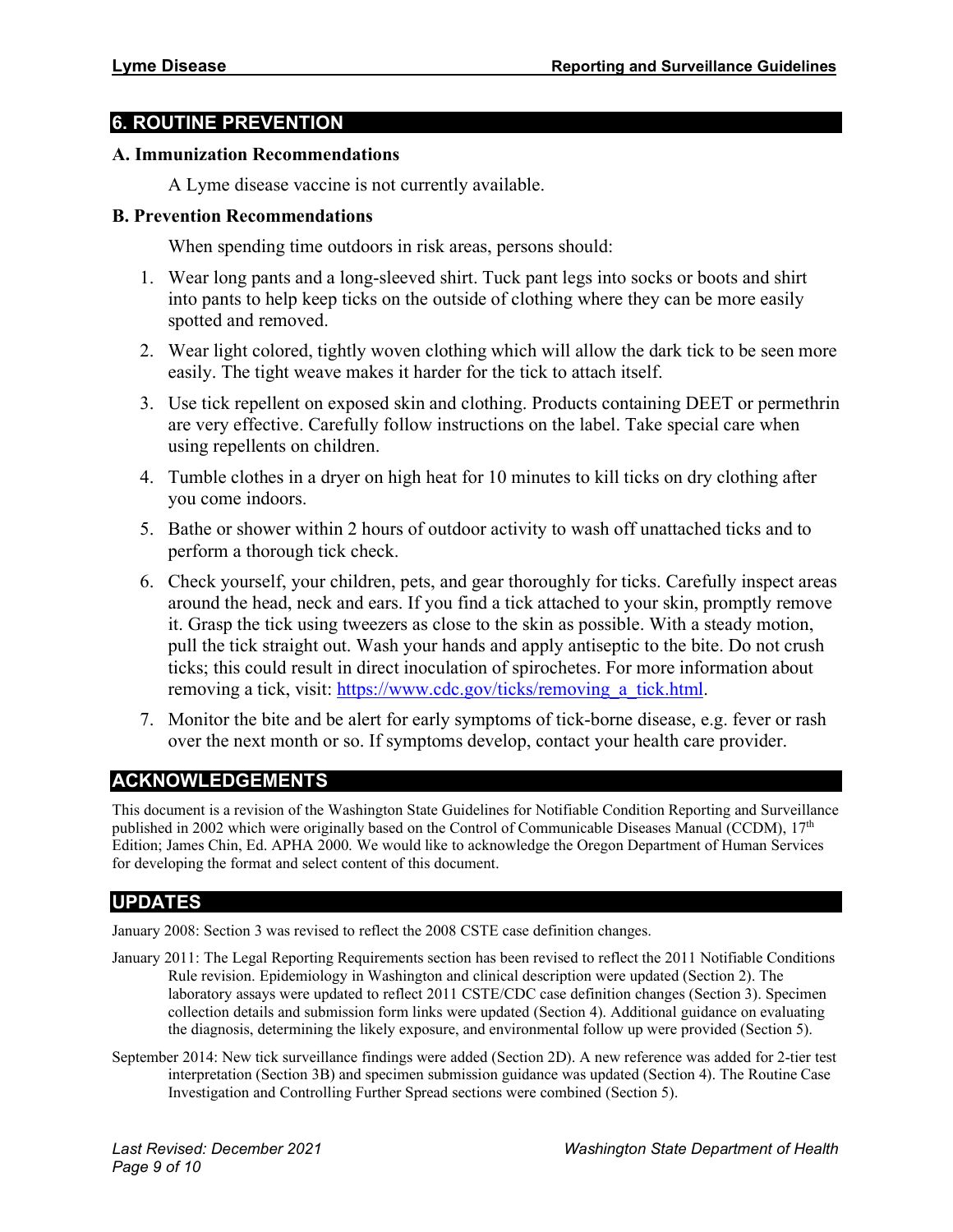## 6. ROUTINE PREVENTION

### A. Immunization Recommendations

A Lyme disease vaccine is not currently available.

### B. Prevention Recommendations

When spending time outdoors in risk areas, persons should:

1. Wear long pants and a long-sleeved shirt. Tuck pant legs into socks or boots and shirt into pants to help keep ticks on the outside of clothing where they can be more easily spotted and removed.
2. Wear light colored, tightly woven clothing which will allow the dark tick to be seen more easily. The tight weave makes it harder for the tick to attach itself.
3. Use tick repellent on exposed skin and clothing. Products containing DEET or permethrin are very effective. Carefully follow instructions on the label. Take special care when using repellents on children.
4. Tumble clothes in a dryer on high heat for 10 minutes to kill ticks on dry clothing after you come indoors.
5. Bathe or shower within 2 hours of outdoor activity to wash off unattached ticks and to perform a thorough tick check.
6. Check yourself, your children, pets, and gear thoroughly for ticks. Carefully inspect areas around the head, neck and ears. If you find a tick attached to your skin, promptly remove it. Grasp the tick using tweezers as close to the skin as possible. With a steady motion, pull the tick straight out. Wash your hands and apply antiseptic to the bite. Do not crush ticks; this could result in direct inoculation of spirochetes. For more information about removing a tick, visit: https://www.cdc.gov/ticks/removing_a_tick.html.
7. Monitor the bite and be alert for early symptoms of tick-borne disease, e.g. fever or rash over the next month or so. If symptoms develop, contact your health care provider.

## ACKNOWLEDGEMENTS

This document is a revision of the Washington State Guidelines for Notifiable Condition Reporting and Surveillance published in 2002 which were originally based on the Control of Communicable Diseases Manual (CCDM), 17th Edition; James Chin, Ed. APHA 2000. We would like to acknowledge the Oregon Department of Human Services for developing the format and select content of this document.

## UPDATES

January 2008: Section 3 was revised to reflect the 2008 CSTE case definition changes.

January 2011: The Legal Reporting Requirements section has been revised to reflect the 2011 Notifiable Conditions Rule revision. Epidemiology in Washington and clinical description were updated (Section 2). The laboratory assays were updated to reflect 2011 CSTE/CDC case definition changes (Section 3). Specimen collection details and submission form links were updated (Section 4). Additional guidance on evaluating the diagnosis, determining the likely exposure, and environmental follow up were provided (Section 5).

September 2014: New tick surveillance findings were added (Section 2D). A new reference was added for 2-tier test interpretation (Section 3B) and specimen submission guidance was updated (Section 4). The Routine Case Investigation and Controlling Further Spread sections were combined (Section 5).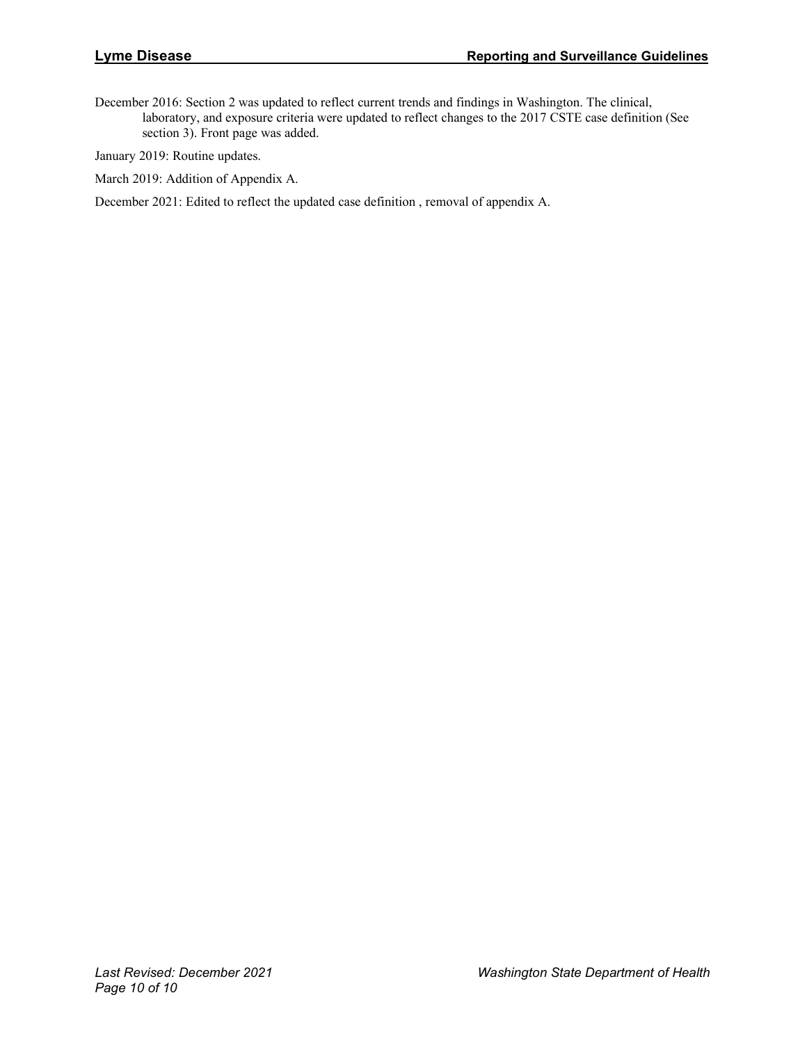December 2016: Section 2 was updated to reflect current trends and findings in Washington. The clinical, laboratory, and exposure criteria were updated to reflect changes to the 2017 CSTE case definition (See section 3). Front page was added.

January 2019: Routine updates.

March 2019: Addition of Appendix A.

December 2021: Edited to reflect the updated case definition , removal of appendix A.